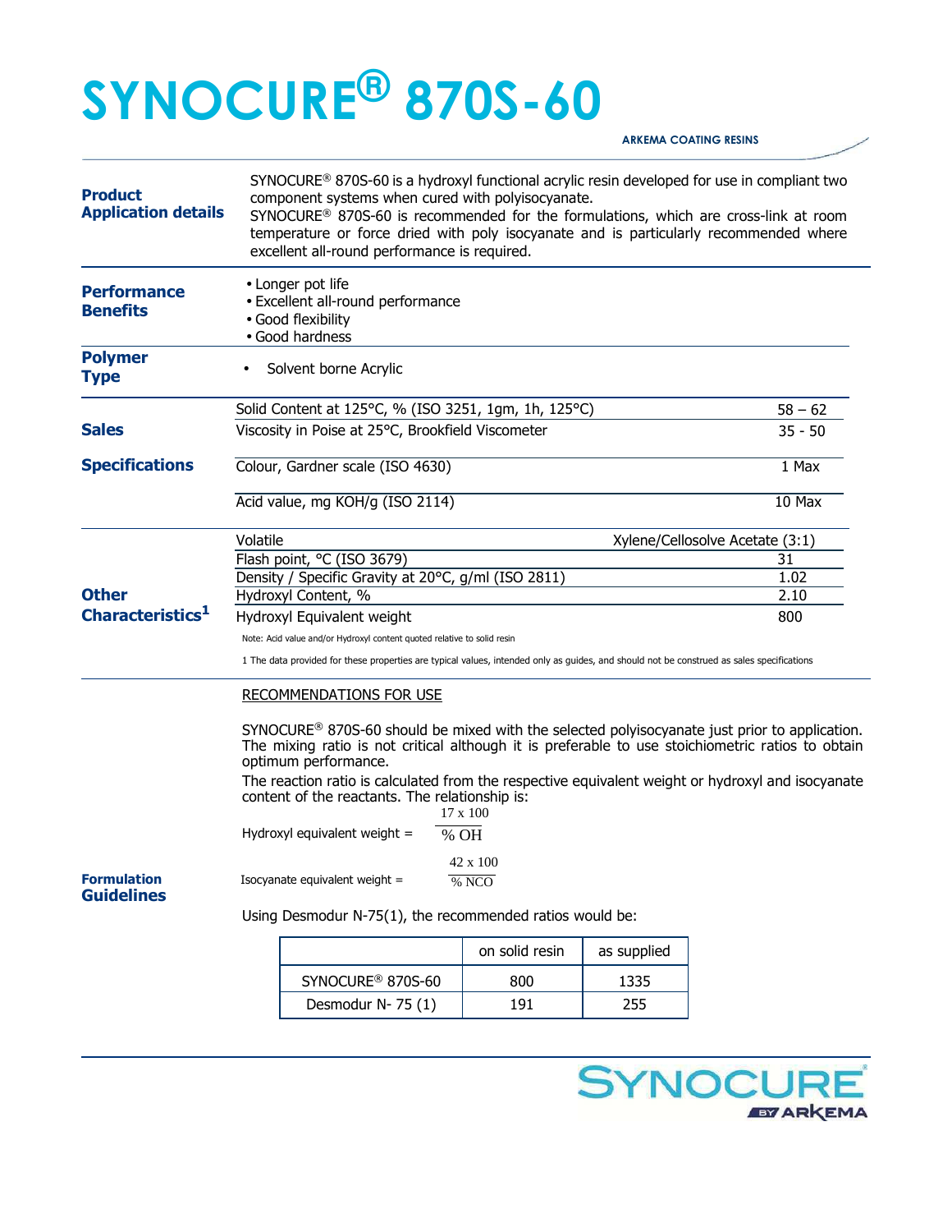# SYNOCURE® 870S-60

ARKEMA COATING RESINS

## Product Application details

SYNOCURE® 870S-60 is a hydroxyl functional acrylic resin developed for use in compliant two component systems when cured with polyisocyanate.
SYNOCURE® 870S-60 is recommended for the formulations, which are cross-link at room temperature or force dried with poly isocyanate and is particularly recommended where excellent all-round performance is required.

## Performance Benefits

- Longer pot life
- Excellent all-round performance
- Good flexibility
- Good hardness

## Polymer Type

- Solvent borne Acrylic

## Sales Specifications

| Property | Value |
|---|---|
| Solid Content at 125°C, % (ISO 3251, 1gm, 1h, 125°C) | 58 – 62 |
| Viscosity in Poise at 25°C, Brookfield Viscometer | 35 - 50 |
| Colour, Gardner scale (ISO 4630) | 1 Max |
| Acid value, mg KOH/g (ISO 2114) | 10 Max |

## Other Characteristics[1]

| Property | Value |
|---|---|
| Volatile | Xylene/Cellosolve Acetate (3:1) |
| Flash point, °C (ISO 3679) | 31 |
| Density / Specific Gravity at 20°C, g/ml (ISO 2811) | 1.02 |
| Hydroxyl Content, % | 2.10 |
| Hydroxyl Equivalent weight | 800 |

Note: Acid value and/or Hydroxyl content quoted relative to solid resin

1 The data provided for these properties are typical values, intended only as guides, and should not be construed as sales specifications

## Formulation Guidelines

RECOMMENDATIONS FOR USE

SYNOCURE® 870S-60 should be mixed with the selected polyisocyanate just prior to application. The mixing ratio is not critical although it is preferable to use stoichiometric ratios to obtain optimum performance.

The reaction ratio is calculated from the respective equivalent weight or hydroxyl and isocyanate content of the reactants. The relationship is:

$$\text{Hydroxyl equivalent weight} = \frac{17 \times 100}{\% \text{ OH}}$$

$$\text{Isocyanate equivalent weight} = \frac{42 \times 100}{\% \text{ NCO}}$$

Using Desmodur N-75(1), the recommended ratios would be:

| | on solid resin | as supplied |
|---|---|---|
| SYNOCURE® 870S-60 | 800 | 1335 |
| Desmodur N- 75 (1) | 191 | 255 |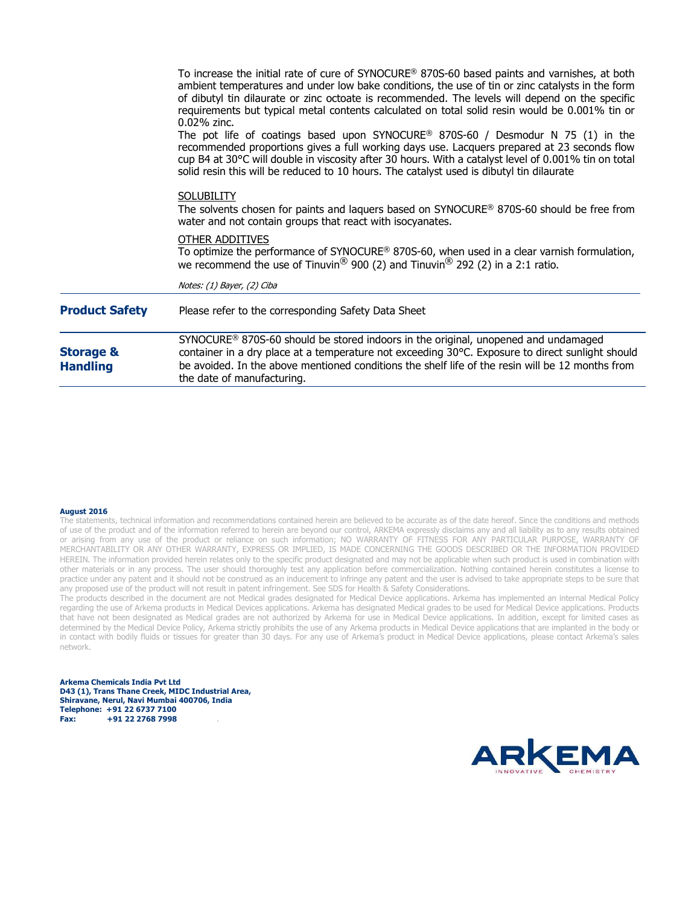To increase the initial rate of cure of SYNOCURE® 870S-60 based paints and varnishes, at both ambient temperatures and under low bake conditions, the use of tin or zinc catalysts in the form of dibutyl tin dilaurate or zinc octoate is recommended. The levels will depend on the specific requirements but typical metal contents calculated on total solid resin would be 0.001% tin or 0.02% zinc.
The pot life of coatings based upon SYNOCURE® 870S-60 / Desmodur N 75 (1) in the recommended proportions gives a full working days use. Lacquers prepared at 23 seconds flow cup B4 at 30°C will double in viscosity after 30 hours. With a catalyst level of 0.001% tin on total solid resin this will be reduced to 10 hours. The catalyst used is dibutyl tin dilaurate

SOLUBILITY
The solvents chosen for paints and laquers based on SYNOCURE® 870S-60 should be free from water and not contain groups that react with isocyanates.

OTHER ADDITIVES
To optimize the performance of SYNOCURE® 870S-60, when used in a clear varnish formulation, we recommend the use of Tinuvin® 900 (2) and Tinuvin® 292 (2) in a 2:1 ratio.

*Notes: (1) Bayer, (2) Ciba*

## Product Safety

Please refer to the corresponding Safety Data Sheet

## Storage & Handling

SYNOCURE® 870S-60 should be stored indoors in the original, unopened and undamaged container in a dry place at a temperature not exceeding 30°C. Exposure to direct sunlight should be avoided. In the above mentioned conditions the shelf life of the resin will be 12 months from the date of manufacturing.

**August 2016**

The statements, technical information and recommendations contained herein are believed to be accurate as of the date hereof. Since the conditions and methods of use of the product and of the information referred to herein are beyond our control, ARKEMA expressly disclaims any and all liability as to any results obtained or arising from any use of the product or reliance on such information; NO WARRANTY OF FITNESS FOR ANY PARTICULAR PURPOSE, WARRANTY OF MERCHANTABILITY OR ANY OTHER WARRANTY, EXPRESS OR IMPLIED, IS MADE CONCERNING THE GOODS DESCRIBED OR THE INFORMATION PROVIDED HEREIN. The information provided herein relates only to the specific product designated and may not be applicable when such product is used in combination with other materials or in any process. The user should thoroughly test any application before commercialization. Nothing contained herein constitutes a license to practice under any patent and it should not be construed as an inducement to infringe any patent and the user is advised to take appropriate steps to be sure that any proposed use of the product will not result in patent infringement. See SDS for Health & Safety Considerations.
The products described in the document are not Medical grades designated for Medical Device applications. Arkema has implemented an internal Medical Policy regarding the use of Arkema products in Medical Devices applications. Arkema has designated Medical grades to be used for Medical Device applications. Products that have not been designated as Medical grades are not authorized by Arkema for use in Medical Device applications. In addition, except for limited cases as determined by the Medical Device Policy, Arkema strictly prohibits the use of any Arkema products in Medical Device applications that are implanted in the body or in contact with bodily fluids or tissues for greater than 30 days. For any use of Arkema's product in Medical Device applications, please contact Arkema's sales network.

**Arkema Chemicals India Pvt Ltd**
**D43 (1), Trans Thane Creek, MIDC Industrial Area,**
**Shiravane, Nerul, Navi Mumbai 400706, India**
**Telephone: +91 22 6737 7100**
**Fax: +91 22 2768 7998**

ARKEMA INNOVATIVE CHEMISTRY